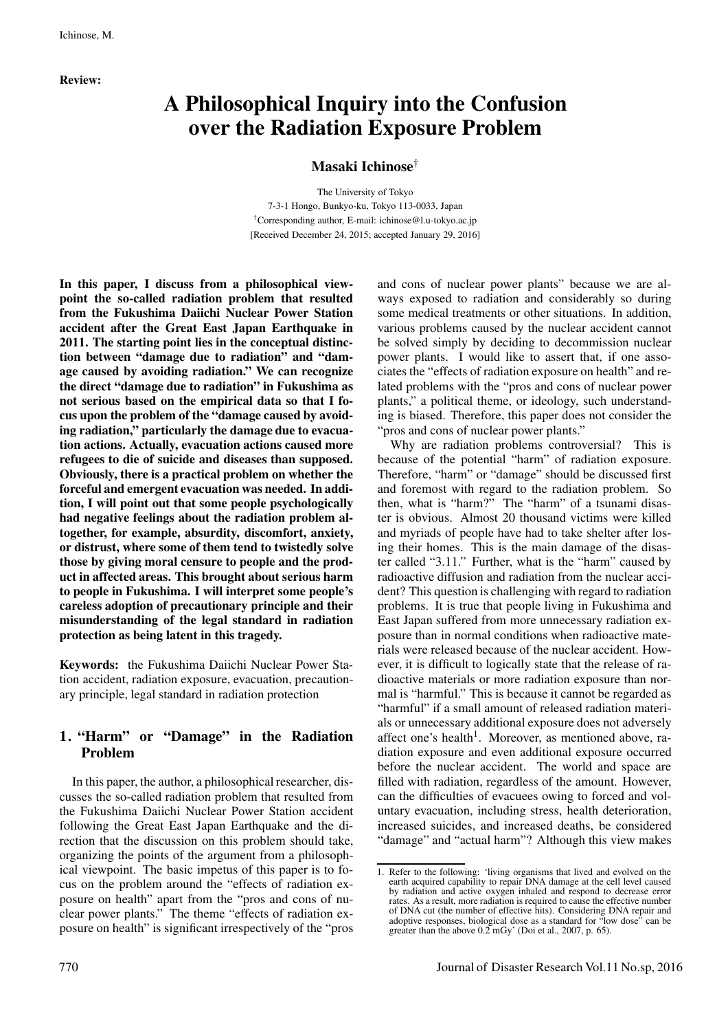**Review:**

# A Philosophical Inquiry into the Confusion over the Radiation Exposure Problem

**Masaki Ichinose**[†]

The University of Tokyo
7-3-1 Hongo, Bunkyo-ku, Tokyo 113-0033, Japan
[†]Corresponding author, E-mail: ichinose@l.u-tokyo.ac.jp
[Received December 24, 2015; accepted January 29, 2016]

**In this paper, I discuss from a philosophical viewpoint the so-called radiation problem that resulted from the Fukushima Daiichi Nuclear Power Station accident after the Great East Japan Earthquake in 2011. The starting point lies in the conceptual distinction between "damage due to radiation" and "damage caused by avoiding radiation." We can recognize the direct "damage due to radiation" in Fukushima as not serious based on the empirical data so that I focus upon the problem of the "damage caused by avoiding radiation," particularly the damage due to evacuation actions. Actually, evacuation actions caused more refugees to die of suicide and diseases than supposed. Obviously, there is a practical problem on whether the forceful and emergent evacuation was needed. In addition, I will point out that some people psychologically had negative feelings about the radiation problem altogether, for example, absurdity, discomfort, anxiety, or distrust, where some of them tend to twistedly solve those by giving moral censure to people and the product in affected areas. This brought about serious harm to people in Fukushima. I will interpret some people's careless adoption of precautionary principle and their misunderstanding of the legal standard in radiation protection as being latent in this tragedy.**

**Keywords:** the Fukushima Daiichi Nuclear Power Station accident, radiation exposure, evacuation, precautionary principle, legal standard in radiation protection

## 1. "Harm" or "Damage" in the Radiation Problem

In this paper, the author, a philosophical researcher, discusses the so-called radiation problem that resulted from the Fukushima Daiichi Nuclear Power Station accident following the Great East Japan Earthquake and the direction that the discussion on this problem should take, organizing the points of the argument from a philosophical viewpoint. The basic impetus of this paper is to focus on the problem around the "effects of radiation exposure on health" apart from the "pros and cons of nuclear power plants." The theme "effects of radiation exposure on health" is significant irrespectively of the "pros and cons of nuclear power plants" because we are always exposed to radiation and considerably so during some medical treatments or other situations. In addition, various problems caused by the nuclear accident cannot be solved simply by deciding to decommission nuclear power plants. I would like to assert that, if one associates the "effects of radiation exposure on health" and related problems with the "pros and cons of nuclear power plants," a political theme, or ideology, such understanding is biased. Therefore, this paper does not consider the "pros and cons of nuclear power plants."

Why are radiation problems controversial? This is because of the potential "harm" of radiation exposure. Therefore, "harm" or "damage" should be discussed first and foremost with regard to the radiation problem. So then, what is "harm?" The "harm" of a tsunami disaster is obvious. Almost 20 thousand victims were killed and myriads of people have had to take shelter after losing their homes. This is the main damage of the disaster called "3.11." Further, what is the "harm" caused by radioactive diffusion and radiation from the nuclear accident? This question is challenging with regard to radiation problems. It is true that people living in Fukushima and East Japan suffered from more unnecessary radiation exposure than in normal conditions when radioactive materials were released because of the nuclear accident. However, it is difficult to logically state that the release of radioactive materials or more radiation exposure than normal is "harmful." This is because it cannot be regarded as "harmful" if a small amount of released radiation materials or unnecessary additional exposure does not adversely affect one's health[1]. Moreover, as mentioned above, radiation exposure and even additional exposure occurred before the nuclear accident. The world and space are filled with radiation, regardless of the amount. However, can the difficulties of evacuees owing to forced and voluntary evacuation, including stress, health deterioration, increased suicides, and increased deaths, be considered "damage" and "actual harm"? Although this view makes

1. Refer to the following: 'living organisms that lived and evolved on the earth acquired capability to repair DNA damage at the cell level caused by radiation and active oxygen inhaled and respond to decrease error rates. As a result, more radiation is required to cause the effective number of DNA cut (the number of effective hits). Considering DNA repair and adoptive responses, biological dose as a standard for "low dose" can be greater than the above 0.2 mGy' (Doi et al., 2007, p. 65).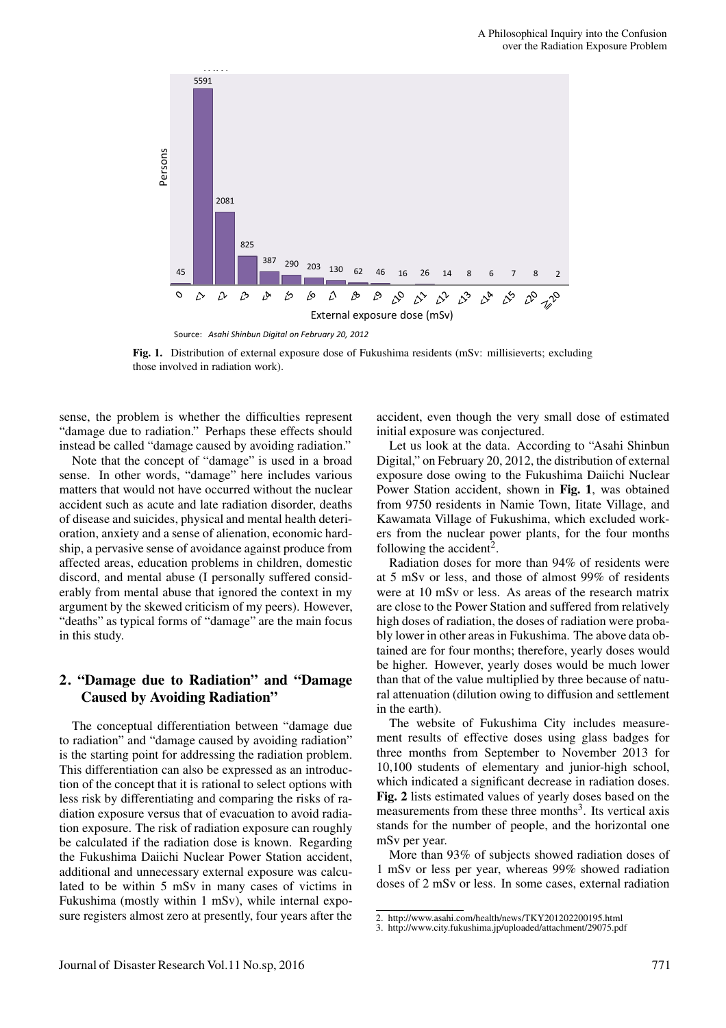**Fig. 1.** Distribution of external exposure dose of Fukushima residents (mSv: millisieverts; excluding those involved in radiation work).

sense, the problem is whether the difficulties represent "damage due to radiation." Perhaps these effects should instead be called "damage caused by avoiding radiation."

Note that the concept of "damage" is used in a broad sense. In other words, "damage" here includes various matters that would not have occurred without the nuclear accident such as acute and late radiation disorder, deaths of disease and suicides, physical and mental health deterioration, anxiety and a sense of alienation, economic hardship, a pervasive sense of avoidance against produce from affected areas, education problems in children, domestic discord, and mental abuse (I personally suffered considerably from mental abuse that ignored the context in my argument by the skewed criticism of my peers). However, "deaths" as typical forms of "damage" are the main focus in this study.

## 2. "Damage due to Radiation" and "Damage Caused by Avoiding Radiation"

The conceptual differentiation between "damage due to radiation" and "damage caused by avoiding radiation" is the starting point for addressing the radiation problem. This differentiation can also be expressed as an introduction of the concept that it is rational to select options with less risk by differentiating and comparing the risks of radiation exposure versus that of evacuation to avoid radiation exposure. The risk of radiation exposure can roughly be calculated if the radiation dose is known. Regarding the Fukushima Daiichi Nuclear Power Station accident, additional and unnecessary external exposure was calculated to be within 5 mSv in many cases of victims in Fukushima (mostly within 1 mSv), while internal exposure registers almost zero at presently, four years after the accident, even though the very small dose of estimated initial exposure was conjectured.

Let us look at the data. According to "Asahi Shinbun Digital," on February 20, 2012, the distribution of external exposure dose owing to the Fukushima Daiichi Nuclear Power Station accident, shown in **Fig. 1**, was obtained from 9750 residents in Namie Town, Iitate Village, and Kawamata Village of Fukushima, which excluded workers from the nuclear power plants, for the four months following the accident[2].

Radiation doses for more than 94% of residents were at 5 mSv or less, and those of almost 99% of residents were at 10 mSv or less. As areas of the research matrix are close to the Power Station and suffered from relatively high doses of radiation, the doses of radiation were probably lower in other areas in Fukushima. The above data obtained are for four months; therefore, yearly doses would be higher. However, yearly doses would be much lower than that of the value multiplied by three because of natural attenuation (dilution owing to diffusion and settlement in the earth).

The website of Fukushima City includes measurement results of effective doses using glass badges for three months from September to November 2013 for 10,100 students of elementary and junior-high school, which indicated a significant decrease in radiation doses. **Fig. 2** lists estimated values of yearly doses based on the measurements from these three months[3]. Its vertical axis stands for the number of people, and the horizontal one mSv per year.

More than 93% of subjects showed radiation doses of 1 mSv or less per year, whereas 99% showed radiation doses of 2 mSv or less. In some cases, external radiation

2. http://www.asahi.com/health/news/TKY201202200195.html
3. http://www.city.fukushima.jp/uploaded/attachment/29075.pdf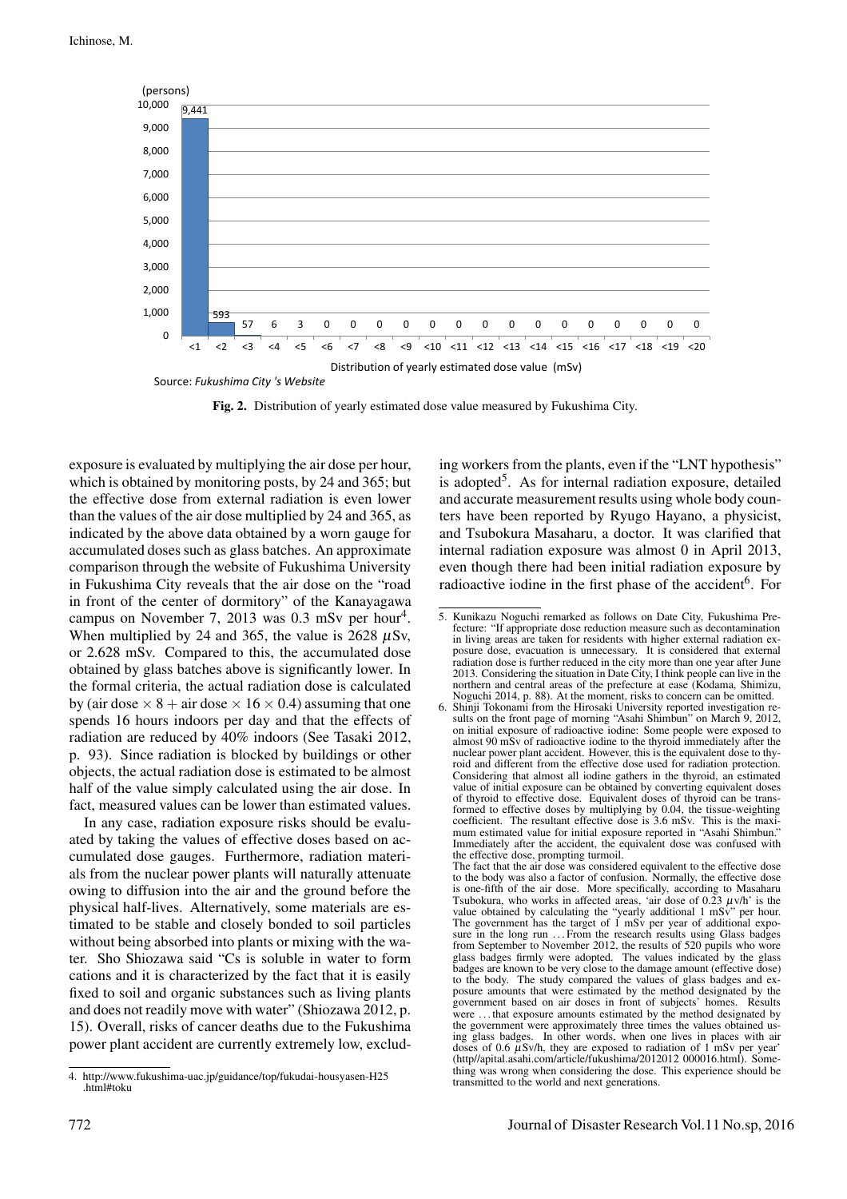| (persons) | |
|---|---|
| <1 | 9,441 |
| <2 | 593 |
| <3 | 57 |
| <4 | 6 |
| <5 | 3 |
| <6 | 0 |
| <7 | 0 |
| <8 | 0 |
| <9 | 0 |
| <10 | 0 |
| <11 | 0 |
| <12 | 0 |
| <13 | 0 |
| <14 | 0 |
| <15 | 0 |
| <16 | 0 |
| <17 | 0 |
| <18 | 0 |
| <19 | 0 |
| <20 | 0 |

Distribution of yearly estimated dose value (mSv)

Source: *Fukushima City 's Website*

**Fig. 2.** Distribution of yearly estimated dose value measured by Fukushima City.

exposure is evaluated by multiplying the air dose per hour, which is obtained by monitoring posts, by 24 and 365; but the effective dose from external radiation is even lower than the values of the air dose multiplied by 24 and 365, as indicated by the above data obtained by a worn gauge for accumulated doses such as glass batches. An approximate comparison through the website of Fukushima University in Fukushima City reveals that the air dose on the "road in front of the center of dormitory" of the Kanayagawa campus on November 7, 2013 was 0.3 mSv per hour[4]. When multiplied by 24 and 365, the value is 2628 $\mu$Sv, or 2.628 mSv. Compared to this, the accumulated dose obtained by glass batches above is significantly lower. In the formal criteria, the actual radiation dose is calculated by (air dose $\times$ 8 + air dose $\times$ 16 $\times$ 0.4) assuming that one spends 16 hours indoors per day and that the effects of radiation are reduced by 40% indoors (See Tasaki 2012, p. 93). Since radiation is blocked by buildings or other objects, the actual radiation dose is estimated to be almost half of the value simply calculated using the air dose. In fact, measured values can be lower than estimated values.

In any case, radiation exposure risks should be evaluated by taking the values of effective doses based on accumulated dose gauges. Furthermore, radiation materials from the nuclear power plants will naturally attenuate owing to diffusion into the air and the ground before the physical half-lives. Alternatively, some materials are estimated to be stable and closely bonded to soil particles without being absorbed into plants or mixing with the water. Sho Shiozawa said "Cs is soluble in water to form cations and it is characterized by the fact that it is easily fixed to soil and organic substances such as living plants and does not readily move with water" (Shiozawa 2012, p. 15). Overall, risks of cancer deaths due to the Fukushima power plant accident are currently extremely low, excluding workers from the plants, even if the "LNT hypothesis" is adopted[5]. As for internal radiation exposure, detailed and accurate measurement results using whole body counters have been reported by Ryugo Hayano, a physicist, and Tsubokura Masaharu, a doctor. It was clarified that internal radiation exposure was almost 0 in April 2013, even though there had been initial radiation exposure by radioactive iodine in the first phase of the accident[6]. For

4. http://www.fukushima-uac.jp/guidance/top/fukudai-housyasen-H25.html#toku

5. Kunikazu Noguchi remarked as follows on Date City, Fukushima Prefecture: "If appropriate dose reduction measure such as decontamination in living areas are taken for residents with higher external radiation exposure dose, evacuation is unnecessary. It is considered that external radiation dose is further reduced in the city more than one year after June 2013. Considering the situation in Date City, I think people can live in the northern and central areas of the prefecture at ease (Kodama, Shimizu, Noguchi 2014, p. 88). At the moment, risks to concern can be omitted.

6. Shinji Tokonami from the Hirosaki University reported investigation results on the front page of morning "Asahi Shimbun" on March 9, 2012, on initial exposure of radioactive iodine: Some people were exposed to almost 90 mSv of radioactive iodine to the thyroid immediately after the nuclear power plant accident. However, this is the equivalent dose to thyroid and different from the effective dose used for radiation protection. Considering that almost all iodine gathers in the thyroid, an estimated value of initial exposure can be obtained by converting equivalent doses of thyroid to effective dose. Equivalent doses of thyroid can be transformed to effective doses by multiplying by 0.04, the tissue-weighting coefficient. The resultant effective dose is 3.6 mSv. This is the maximum estimated value for initial exposure reported in "Asahi Shimbun." Immediately after the accident, the equivalent dose was confused with the effective dose, prompting turmoil.
The fact that the air dose was considered equivalent to the effective dose to the body was also a factor of confusion. Normally, the effective dose is one-fifth of the air dose. More specifically, according to Masaharu Tsubokura, who works in affected areas, 'air dose of 0.23 $\mu$v/h' is the value obtained by calculating the "yearly additional 1 mSv" per hour. The government has the target of 1 mSv per year of additional exposure in the long run ... From the research results using Glass badges from September to November 2012, the results of 520 pupils who wore glass badges firmly were adopted. The values indicated by the glass badges are known to be very close to the damage amount (effective dose) to the body. The study compared the values of glass badges and exposure amounts that were estimated by the method designated by the government based on air doses in front of subjects' homes. Results were ... that exposure amounts estimated by the method designated by the government were approximately three times the values obtained using glass badges. In other words, when one lives in places with air doses of 0.6 $\mu$Sv/h, they are exposed to radiation of 1 mSv per year' (http//apital.asahi.com/article/fukushima/2012012 000016.html). Something was wrong when considering the dose. This experience should be transmitted to the world and next generations.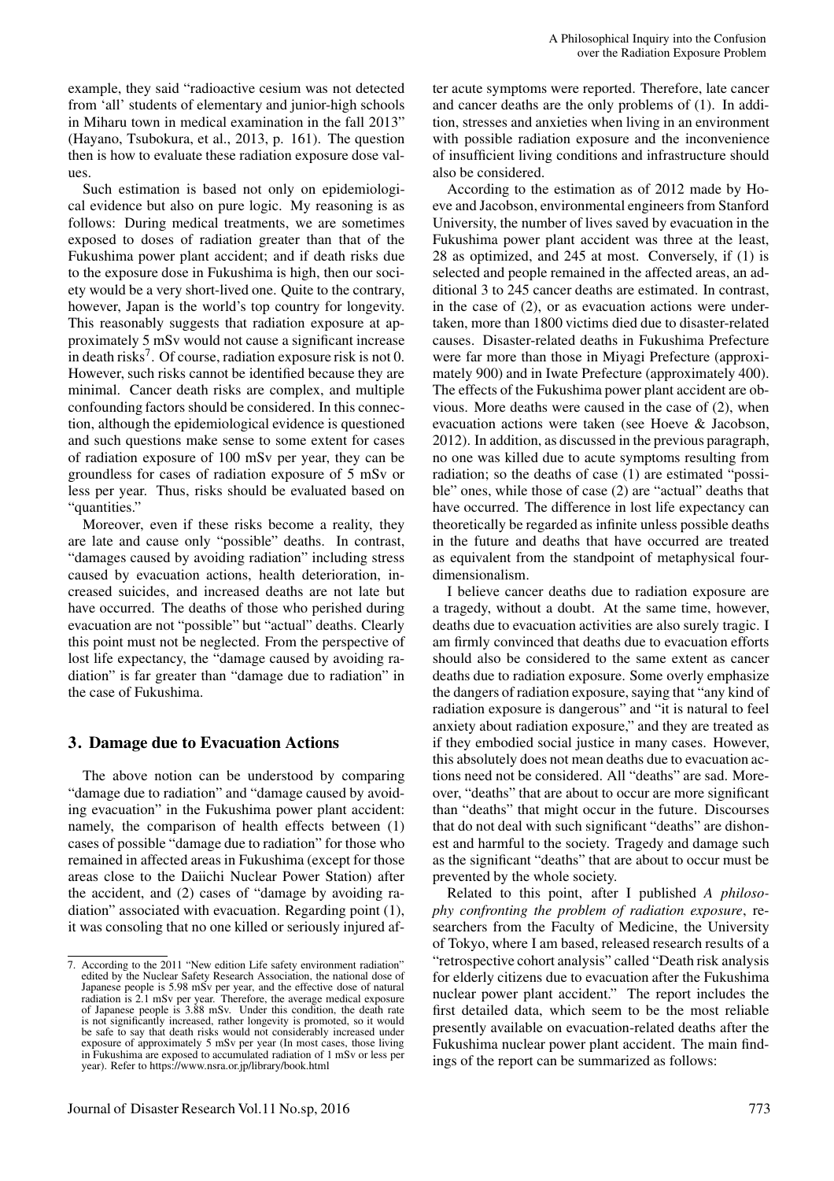example, they said "radioactive cesium was not detected from 'all' students of elementary and junior-high schools in Miharu town in medical examination in the fall 2013" (Hayano, Tsubokura, et al., 2013, p. 161). The question then is how to evaluate these radiation exposure dose values.

Such estimation is based not only on epidemiological evidence but also on pure logic. My reasoning is as follows: During medical treatments, we are sometimes exposed to doses of radiation greater than that of the Fukushima power plant accident; and if death risks due to the exposure dose in Fukushima is high, then our society would be a very short-lived one. Quite to the contrary, however, Japan is the world's top country for longevity. This reasonably suggests that radiation exposure at approximately 5 mSv would not cause a significant increase in death risks[7]. Of course, radiation exposure risk is not 0. However, such risks cannot be identified because they are minimal. Cancer death risks are complex, and multiple confounding factors should be considered. In this connection, although the epidemiological evidence is questioned and such questions make sense to some extent for cases of radiation exposure of 100 mSv per year, they can be groundless for cases of radiation exposure of 5 mSv or less per year. Thus, risks should be evaluated based on "quantities."

Moreover, even if these risks become a reality, they are late and cause only "possible" deaths. In contrast, "damages caused by avoiding radiation" including stress caused by evacuation actions, health deterioration, increased suicides, and increased deaths are not late but have occurred. The deaths of those who perished during evacuation are not "possible" but "actual" deaths. Clearly this point must not be neglected. From the perspective of lost life expectancy, the "damage caused by avoiding radiation" is far greater than "damage due to radiation" in the case of Fukushima.

## 3. Damage due to Evacuation Actions

The above notion can be understood by comparing "damage due to radiation" and "damage caused by avoiding evacuation" in the Fukushima power plant accident: namely, the comparison of health effects between (1) cases of possible "damage due to radiation" for those who remained in affected areas in Fukushima (except for those areas close to the Daiichi Nuclear Power Station) after the accident, and (2) cases of "damage by avoiding radiation" associated with evacuation. Regarding point (1), it was consoling that no one killed or seriously injured after acute symptoms were reported. Therefore, late cancer and cancer deaths are the only problems of (1). In addition, stresses and anxieties when living in an environment with possible radiation exposure and the inconvenience of insufficient living conditions and infrastructure should also be considered.

According to the estimation as of 2012 made by Hoeve and Jacobson, environmental engineers from Stanford University, the number of lives saved by evacuation in the Fukushima power plant accident was three at the least, 28 as optimized, and 245 at most. Conversely, if (1) is selected and people remained in the affected areas, an additional 3 to 245 cancer deaths are estimated. In contrast, in the case of (2), or as evacuation actions were undertaken, more than 1800 victims died due to disaster-related causes. Disaster-related deaths in Fukushima Prefecture were far more than those in Miyagi Prefecture (approximately 900) and in Iwate Prefecture (approximately 400). The effects of the Fukushima power plant accident are obvious. More deaths were caused in the case of (2), when evacuation actions were taken (see Hoeve & Jacobson, 2012). In addition, as discussed in the previous paragraph, no one was killed due to acute symptoms resulting from radiation; so the deaths of case (1) are estimated "possible" ones, while those of case (2) are "actual" deaths that have occurred. The difference in lost life expectancy can theoretically be regarded as infinite unless possible deaths in the future and deaths that have occurred are treated as equivalent from the standpoint of metaphysical four-dimensionalism.

I believe cancer deaths due to radiation exposure are a tragedy, without a doubt. At the same time, however, deaths due to evacuation activities are also surely tragic. I am firmly convinced that deaths due to evacuation efforts should also be considered to the same extent as cancer deaths due to radiation exposure. Some overly emphasize the dangers of radiation exposure, saying that "any kind of radiation exposure is dangerous" and "it is natural to feel anxiety about radiation exposure," and they are treated as if they embodied social justice in many cases. However, this absolutely does not mean deaths due to evacuation actions need not be considered. All "deaths" are sad. Moreover, "deaths" that are about to occur are more significant than "deaths" that might occur in the future. Discourses that do not deal with such significant "deaths" are dishonest and harmful to the society. Tragedy and damage such as the significant "deaths" that are about to occur must be prevented by the whole society.

Related to this point, after I published *A philosophy confronting the problem of radiation exposure*, researchers from the Faculty of Medicine, the University of Tokyo, where I am based, released research results of a "retrospective cohort analysis" called "Death risk analysis for elderly citizens due to evacuation after the Fukushima nuclear power plant accident." The report includes the first detailed data, which seem to be the most reliable presently available on evacuation-related deaths after the Fukushima nuclear power plant accident. The main findings of the report can be summarized as follows:

---

7. According to the 2011 "New edition Life safety environment radiation" edited by the Nuclear Safety Research Association, the national dose of Japanese people is 5.98 mSv per year, and the effective dose of natural radiation is 2.1 mSv per year. Therefore, the average medical exposure of Japanese people is 3.88 mSv. Under this condition, the death rate is not significantly increased, rather longevity is promoted, so it would be safe to say that death risks would not considerably increased under exposure of approximately 5 mSv per year (In most cases, those living in Fukushima are exposed to accumulated radiation of 1 mSv or less per year). Refer to https://www.nsra.or.jp/library/book.html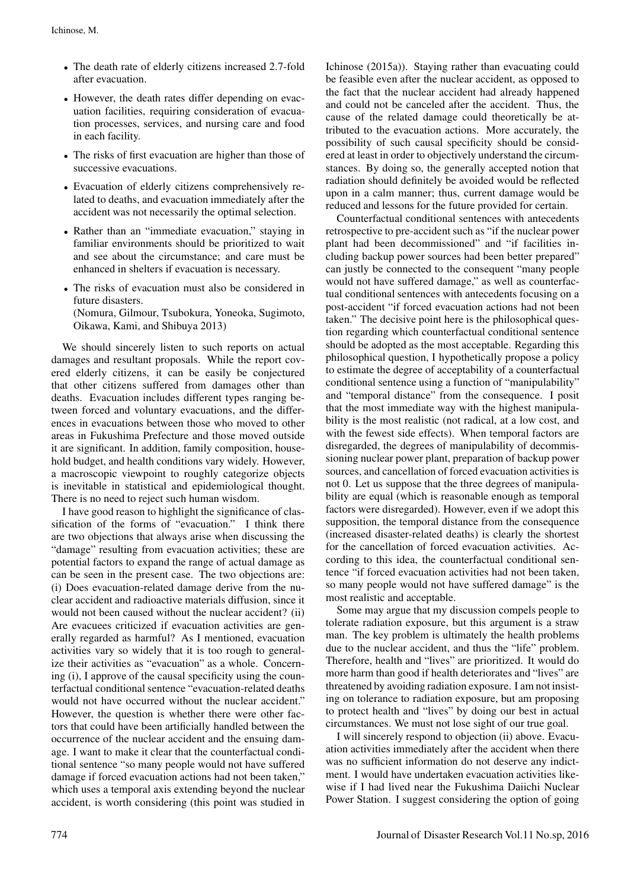- The death rate of elderly citizens increased 2.7-fold after evacuation.
- However, the death rates differ depending on evacuation facilities, requiring consideration of evacuation processes, services, and nursing care and food in each facility.
- The risks of first evacuation are higher than those of successive evacuations.
- Evacuation of elderly citizens comprehensively related to deaths, and evacuation immediately after the accident was not necessarily the optimal selection.
- Rather than an "immediate evacuation," staying in familiar environments should be prioritized to wait and see about the circumstance; and care must be enhanced in shelters if evacuation is necessary.
- The risks of evacuation must also be considered in future disasters.
  (Nomura, Gilmour, Tsubokura, Yoneoka, Sugimoto, Oikawa, Kami, and Shibuya 2013)

We should sincerely listen to such reports on actual damages and resultant proposals. While the report covered elderly citizens, it can be easily be conjectured that other citizens suffered from damages other than deaths. Evacuation includes different types ranging between forced and voluntary evacuations, and the differences in evacuations between those who moved to other areas in Fukushima Prefecture and those moved outside it are significant. In addition, family composition, household budget, and health conditions vary widely. However, a macroscopic viewpoint to roughly categorize objects is inevitable in statistical and epidemiological thought. There is no need to reject such human wisdom.

I have good reason to highlight the significance of classification of the forms of "evacuation." I think there are two objections that always arise when discussing the "damage" resulting from evacuation activities; these are potential factors to expand the range of actual damage as can be seen in the present case. The two objections are: (i) Does evacuation-related damage derive from the nuclear accident and radioactive materials diffusion, since it would not been caused without the nuclear accident? (ii) Are evacuees criticized if evacuation activities are generally regarded as harmful? As I mentioned, evacuation activities vary so widely that it is too rough to generalize their activities as "evacuation" as a whole. Concerning (i), I approve of the causal specificity using the counterfactual conditional sentence "evacuation-related deaths would not have occurred without the nuclear accident." However, the question is whether there were other factors that could have been artificially handled between the occurrence of the nuclear accident and the ensuing damage. I want to make it clear that the counterfactual conditional sentence "so many people would not have suffered damage if forced evacuation actions had not been taken," which uses a temporal axis extending beyond the nuclear accident, is worth considering (this point was studied in Ichinose (2015a)). Staying rather than evacuating could be feasible even after the nuclear accident, as opposed to the fact that the nuclear accident had already happened and could not be canceled after the accident. Thus, the cause of the related damage could theoretically be attributed to the evacuation actions. More accurately, the possibility of such causal specificity should be considered at least in order to objectively understand the circumstances. By doing so, the generally accepted notion that radiation should definitely be avoided would be reflected upon in a calm manner; thus, current damage would be reduced and lessons for the future provided for certain.

Counterfactual conditional sentences with antecedents retrospective to pre-accident such as "if the nuclear power plant had been decommissioned" and "if facilities including backup power sources had been better prepared" can justly be connected to the consequent "many people would not have suffered damage," as well as counterfactual conditional sentences with antecedents focusing on a post-accident "if forced evacuation actions had not been taken." The decisive point here is the philosophical question regarding which counterfactual conditional sentence should be adopted as the most acceptable. Regarding this philosophical question, I hypothetically propose a policy to estimate the degree of acceptability of a counterfactual conditional sentence using a function of "manipulability" and "temporal distance" from the consequence. I posit that the most immediate way with the highest manipulability is the most realistic (not radical, at a low cost, and with the fewest side effects). When temporal factors are disregarded, the degrees of manipulability of decommissioning nuclear power plant, preparation of backup power sources, and cancellation of forced evacuation activities is not 0. Let us suppose that the three degrees of manipulability are equal (which is reasonable enough as temporal factors were disregarded). However, even if we adopt this supposition, the temporal distance from the consequence (increased disaster-related deaths) is clearly the shortest for the cancellation of forced evacuation activities. According to this idea, the counterfactual conditional sentence "if forced evacuation activities had not been taken, so many people would not have suffered damage" is the most realistic and acceptable.

Some may argue that my discussion compels people to tolerate radiation exposure, but this argument is a straw man. The key problem is ultimately the health problems due to the nuclear accident, and thus the "life" problem. Therefore, health and "lives" are prioritized. It would do more harm than good if health deteriorates and "lives" are threatened by avoiding radiation exposure. I am not insisting on tolerance to radiation exposure, but am proposing to protect health and "lives" by doing our best in actual circumstances. We must not lose sight of our true goal.

I will sincerely respond to objection (ii) above. Evacuation activities immediately after the accident when there was no sufficient information do not deserve any indictment. I would have undertaken evacuation activities likewise if I had lived near the Fukushima Daiichi Nuclear Power Station. I suggest considering the option of going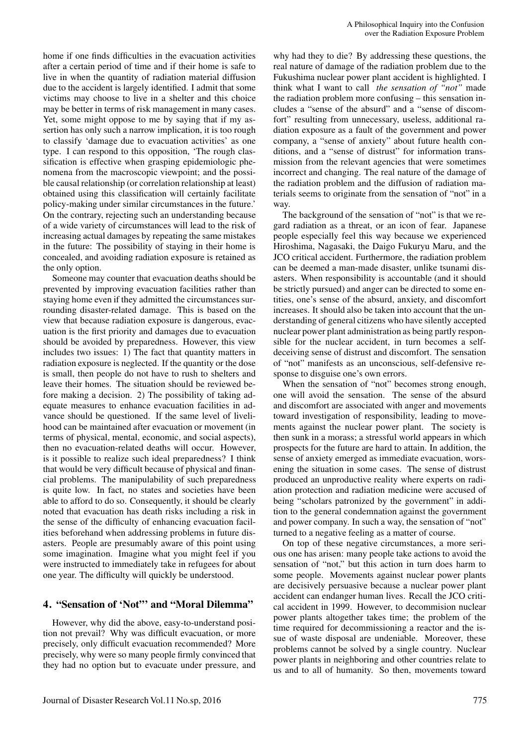home if one finds difficulties in the evacuation activities after a certain period of time and if their home is safe to live in when the quantity of radiation material diffusion due to the accident is largely identified. I admit that some victims may choose to live in a shelter and this choice may be better in terms of risk management in many cases. Yet, some might oppose to me by saying that if my assertion has only such a narrow implication, it is too rough to classify 'damage due to evacuation activities' as one type. I can respond to this opposition, 'The rough classification is effective when grasping epidemiologic phenomena from the macroscopic viewpoint; and the possible causal relationship (or correlation relationship at least) obtained using this classification will certainly facilitate policy-making under similar circumstances in the future.' On the contrary, rejecting such an understanding because of a wide variety of circumstances will lead to the risk of increasing actual damages by repeating the same mistakes in the future: The possibility of staying in their home is concealed, and avoiding radiation exposure is retained as the only option.

Someone may counter that evacuation deaths should be prevented by improving evacuation facilities rather than staying home even if they admitted the circumstances surrounding disaster-related damage. This is based on the view that because radiation exposure is dangerous, evacuation is the first priority and damages due to evacuation should be avoided by preparedness. However, this view includes two issues: 1) The fact that quantity matters in radiation exposure is neglected. If the quantity or the dose is small, then people do not have to rush to shelters and leave their homes. The situation should be reviewed before making a decision. 2) The possibility of taking adequate measures to enhance evacuation facilities in advance should be questioned. If the same level of livelihood can be maintained after evacuation or movement (in terms of physical, mental, economic, and social aspects), then no evacuation-related deaths will occur. However, is it possible to realize such ideal preparedness? I think that would be very difficult because of physical and financial problems. The manipulability of such preparedness is quite low. In fact, no states and societies have been able to afford to do so. Consequently, it should be clearly noted that evacuation has death risks including a risk in the sense of the difficulty of enhancing evacuation facilities beforehand when addressing problems in future disasters. People are presumably aware of this point using some imagination. Imagine what you might feel if you were instructed to immediately take in refugees for about one year. The difficulty will quickly be understood.

## 4. "Sensation of 'Not"' and "Moral Dilemma"

However, why did the above, easy-to-understand position not prevail? Why was difficult evacuation, or more precisely, only difficult evacuation recommended? More precisely, why were so many people firmly convinced that they had no option but to evacuate under pressure, and why had they to die? By addressing these questions, the real nature of damage of the radiation problem due to the Fukushima nuclear power plant accident is highlighted. I think what I want to call *the sensation of "not"* made the radiation problem more confusing – this sensation includes a "sense of the absurd" and a "sense of discomfort" resulting from unnecessary, useless, additional radiation exposure as a fault of the government and power company, a "sense of anxiety" about future health conditions, and a "sense of distrust" for information transmission from the relevant agencies that were sometimes incorrect and changing. The real nature of the damage of the radiation problem and the diffusion of radiation materials seems to originate from the sensation of "not" in a way.

The background of the sensation of "not" is that we regard radiation as a threat, or an icon of fear. Japanese people especially feel this way because we experienced Hiroshima, Nagasaki, the Daigo Fukuryu Maru, and the JCO critical accident. Furthermore, the radiation problem can be deemed a man-made disaster, unlike tsunami disasters. When responsibility is accountable (and it should be strictly pursued) and anger can be directed to some entities, one's sense of the absurd, anxiety, and discomfort increases. It should also be taken into account that the understanding of general citizens who have silently accepted nuclear power plant administration as being partly responsible for the nuclear accident, in turn becomes a self-deceiving sense of distrust and discomfort. The sensation of "not" manifests as an unconscious, self-defensive response to disguise one's own errors.

When the sensation of "not" becomes strong enough, one will avoid the sensation. The sense of the absurd and discomfort are associated with anger and movements toward investigation of responsibility, leading to movements against the nuclear power plant. The society is then sunk in a morass; a stressful world appears in which prospects for the future are hard to attain. In addition, the sense of anxiety emerged as immediate evacuation, worsening the situation in some cases. The sense of distrust produced an unproductive reality where experts on radiation protection and radiation medicine were accused of being "scholars patronized by the government" in addition to the general condemnation against the government and power company. In such a way, the sensation of "not" turned to a negative feeling as a matter of course.

On top of these negative circumstances, a more serious one has arisen: many people take actions to avoid the sensation of "not," but this action in turn does harm to some people. Movements against nuclear power plants are decisively persuasive because a nuclear power plant accident can endanger human lives. Recall the JCO critical accident in 1999. However, to decommision nuclear power plants altogether takes time; the problem of the time required for decommissioning a reactor and the issue of waste disposal are undeniable. Moreover, these problems cannot be solved by a single country. Nuclear power plants in neighboring and other countries relate to us and to all of humanity. So then, movements toward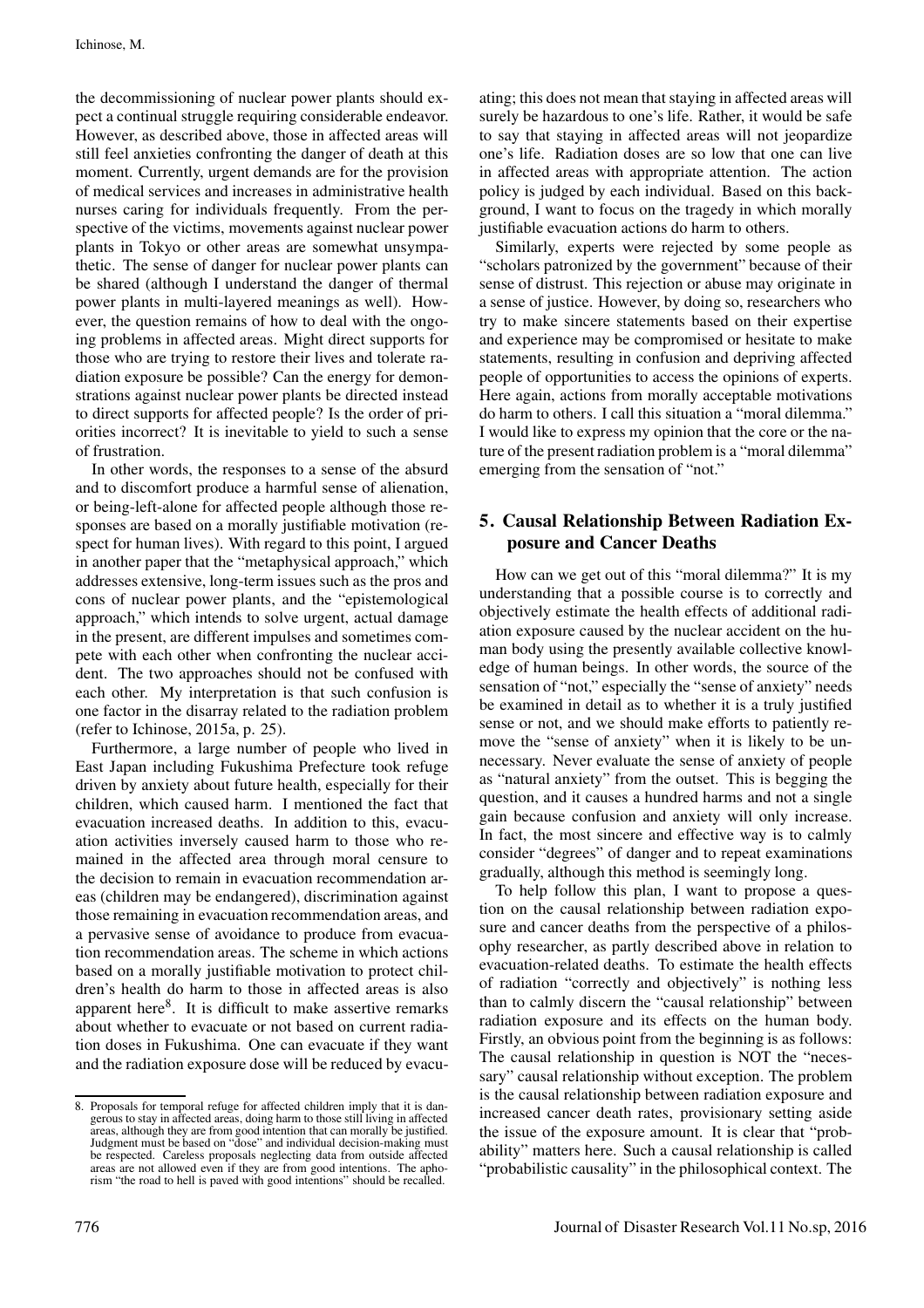the decommissioning of nuclear power plants should expect a continual struggle requiring considerable endeavor. However, as described above, those in affected areas will still feel anxieties confronting the danger of death at this moment. Currently, urgent demands are for the provision of medical services and increases in administrative health nurses caring for individuals frequently. From the perspective of the victims, movements against nuclear power plants in Tokyo or other areas are somewhat unsympathetic. The sense of danger for nuclear power plants can be shared (although I understand the danger of thermal power plants in multi-layered meanings as well). However, the question remains of how to deal with the ongoing problems in affected areas. Might direct supports for those who are trying to restore their lives and tolerate radiation exposure be possible? Can the energy for demonstrations against nuclear power plants be directed instead to direct supports for affected people? Is the order of priorities incorrect? It is inevitable to yield to such a sense of frustration.

In other words, the responses to a sense of the absurd and to discomfort produce a harmful sense of alienation, or being-left-alone for affected people although those responses are based on a morally justifiable motivation (respect for human lives). With regard to this point, I argued in another paper that the "metaphysical approach," which addresses extensive, long-term issues such as the pros and cons of nuclear power plants, and the "epistemological approach," which intends to solve urgent, actual damage in the present, are different impulses and sometimes compete with each other when confronting the nuclear accident. The two approaches should not be confused with each other. My interpretation is that such confusion is one factor in the disarray related to the radiation problem (refer to Ichinose, 2015a, p. 25).

Furthermore, a large number of people who lived in East Japan including Fukushima Prefecture took refuge driven by anxiety about future health, especially for their children, which caused harm. I mentioned the fact that evacuation increased deaths. In addition to this, evacuation activities inversely caused harm to those who remained in the affected area through moral censure to the decision to remain in evacuation recommendation areas (children may be endangered), discrimination against those remaining in evacuation recommendation areas, and a pervasive sense of avoidance to produce from evacuation recommendation areas. The scheme in which actions based on a morally justifiable motivation to protect children's health do harm to those in affected areas is also apparent here[8]. It is difficult to make assertive remarks about whether to evacuate or not based on current radiation doses in Fukushima. One can evacuate if they want and the radiation exposure dose will be reduced by evacuating; this does not mean that staying in affected areas will surely be hazardous to one's life. Rather, it would be safe to say that staying in affected areas will not jeopardize one's life. Radiation doses are so low that one can live in affected areas with appropriate attention. The action policy is judged by each individual. Based on this background, I want to focus on the tragedy in which morally justifiable evacuation actions do harm to others.

Similarly, experts were rejected by some people as "scholars patronized by the government" because of their sense of distrust. This rejection or abuse may originate in a sense of justice. However, by doing so, researchers who try to make sincere statements based on their expertise and experience may be compromised or hesitate to make statements, resulting in confusion and depriving affected people of opportunities to access the opinions of experts. Here again, actions from morally acceptable motivations do harm to others. I call this situation a "moral dilemma." I would like to express my opinion that the core or the nature of the present radiation problem is a "moral dilemma" emerging from the sensation of "not."

## 5. Causal Relationship Between Radiation Exposure and Cancer Deaths

How can we get out of this "moral dilemma?" It is my understanding that a possible course is to correctly and objectively estimate the health effects of additional radiation exposure caused by the nuclear accident on the human body using the presently available collective knowledge of human beings. In other words, the source of the sensation of "not," especially the "sense of anxiety" needs be examined in detail as to whether it is a truly justified sense or not, and we should make efforts to patiently remove the "sense of anxiety" when it is likely to be unnecessary. Never evaluate the sense of anxiety of people as "natural anxiety" from the outset. This is begging the question, and it causes a hundred harms and not a single gain because confusion and anxiety will only increase. In fact, the most sincere and effective way is to calmly consider "degrees" of danger and to repeat examinations gradually, although this method is seemingly long.

To help follow this plan, I want to propose a question on the causal relationship between radiation exposure and cancer deaths from the perspective of a philosophy researcher, as partly described above in relation to evacuation-related deaths. To estimate the health effects of radiation "correctly and objectively" is nothing less than to calmly discern the "causal relationship" between radiation exposure and its effects on the human body. Firstly, an obvious point from the beginning is as follows: The causal relationship in question is NOT the "necessary" causal relationship without exception. The problem is the causal relationship between radiation exposure and increased cancer death rates, provisionary setting aside the issue of the exposure amount. It is clear that "probability" matters here. Such a causal relationship is called "probabilistic causality" in the philosophical context. The

8. Proposals for temporal refuge for affected children imply that it is dangerous to stay in affected areas, doing harm to those still living in affected areas, although they are from good intention that can morally be justified. Judgment must be based on "dose" and individual decision-making must be respected. Careless proposals neglecting data from outside affected areas are not allowed even if they are from good intentions. The aphorism "the road to hell is paved with good intentions" should be recalled.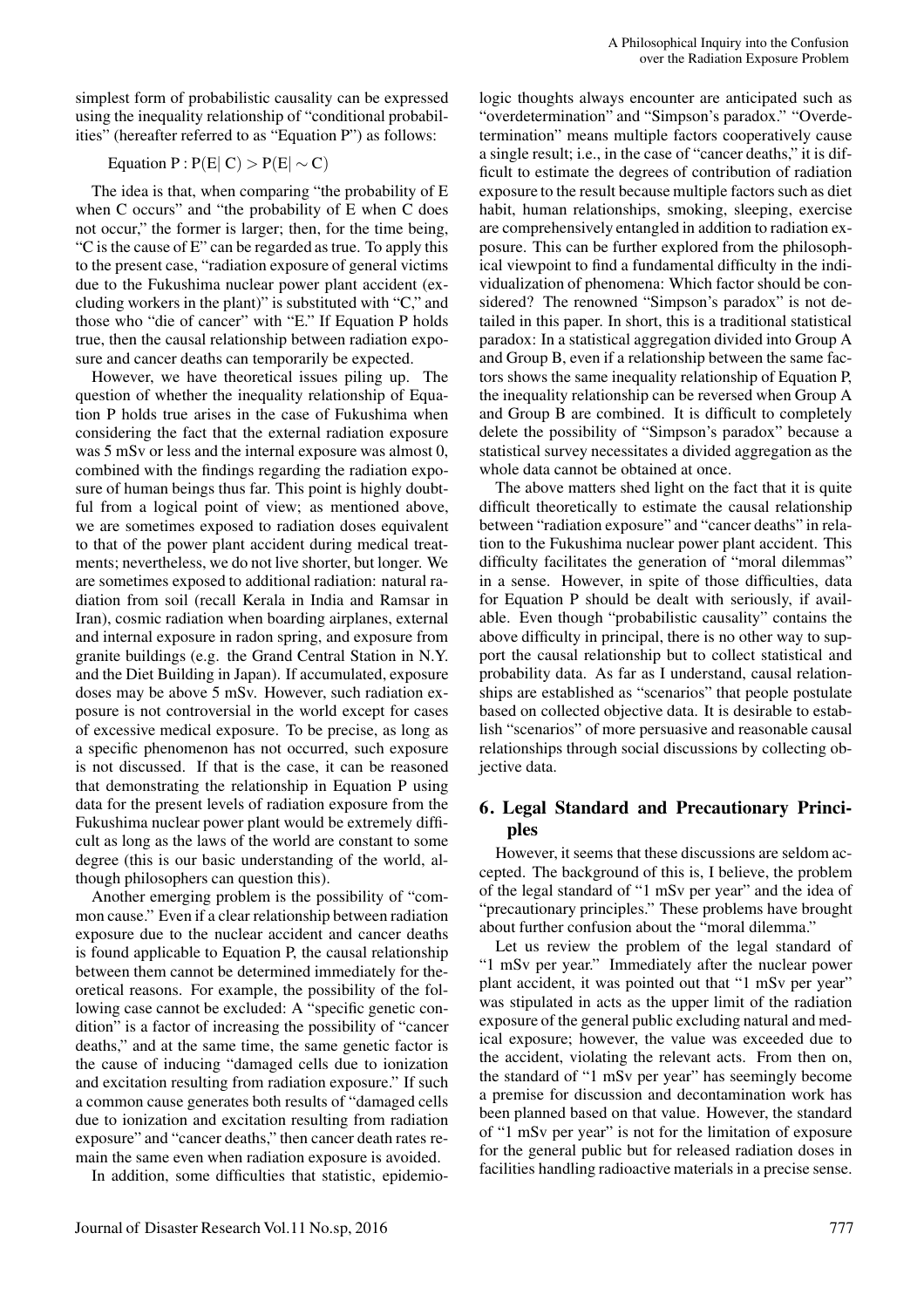simplest form of probabilistic causality can be expressed using the inequality relationship of "conditional probabilities" (hereafter referred to as "Equation P") as follows:

$$\text{Equation P} : P(E|\, C) > P(E|\sim C)$$

The idea is that, when comparing "the probability of E when C occurs" and "the probability of E when C does not occur," the former is larger; then, for the time being, "C is the cause of E" can be regarded as true. To apply this to the present case, "radiation exposure of general victims due to the Fukushima nuclear power plant accident (excluding workers in the plant)" is substituted with "C," and those who "die of cancer" with "E." If Equation P holds true, then the causal relationship between radiation exposure and cancer deaths can temporarily be expected.

However, we have theoretical issues piling up. The question of whether the inequality relationship of Equation P holds true arises in the case of Fukushima when considering the fact that the external radiation exposure was 5 mSv or less and the internal exposure was almost 0, combined with the findings regarding the radiation exposure of human beings thus far. This point is highly doubtful from a logical point of view; as mentioned above, we are sometimes exposed to radiation doses equivalent to that of the power plant accident during medical treatments; nevertheless, we do not live shorter, but longer. We are sometimes exposed to additional radiation: natural radiation from soil (recall Kerala in India and Ramsar in Iran), cosmic radiation when boarding airplanes, external and internal exposure in radon spring, and exposure from granite buildings (e.g. the Grand Central Station in N.Y. and the Diet Building in Japan). If accumulated, exposure doses may be above 5 mSv. However, such radiation exposure is not controversial in the world except for cases of excessive medical exposure. To be precise, as long as a specific phenomenon has not occurred, such exposure is not discussed. If that is the case, it can be reasoned that demonstrating the relationship in Equation P using data for the present levels of radiation exposure from the Fukushima nuclear power plant would be extremely difficult as long as the laws of the world are constant to some degree (this is our basic understanding of the world, although philosophers can question this).

Another emerging problem is the possibility of "common cause." Even if a clear relationship between radiation exposure due to the nuclear accident and cancer deaths is found applicable to Equation P, the causal relationship between them cannot be determined immediately for theoretical reasons. For example, the possibility of the following case cannot be excluded: A "specific genetic condition" is a factor of increasing the possibility of "cancer deaths," and at the same time, the same genetic factor is the cause of inducing "damaged cells due to ionization and excitation resulting from radiation exposure." If such a common cause generates both results of "damaged cells due to ionization and excitation resulting from radiation exposure" and "cancer deaths," then cancer death rates remain the same even when radiation exposure is avoided.

In addition, some difficulties that statistic, epidemiologic thoughts always encounter are anticipated such as "overdetermination" and "Simpson's paradox." "Overdetermination" means multiple factors cooperatively cause a single result; i.e., in the case of "cancer deaths," it is difficult to estimate the degrees of contribution of radiation exposure to the result because multiple factors such as diet habit, human relationships, smoking, sleeping, exercise are comprehensively entangled in addition to radiation exposure. This can be further explored from the philosophical viewpoint to find a fundamental difficulty in the individualization of phenomena: Which factor should be considered? The renowned "Simpson's paradox" is not detailed in this paper. In short, this is a traditional statistical paradox: In a statistical aggregation divided into Group A and Group B, even if a relationship between the same factors shows the same inequality relationship of Equation P, the inequality relationship can be reversed when Group A and Group B are combined. It is difficult to completely delete the possibility of "Simpson's paradox" because a statistical survey necessitates a divided aggregation as the whole data cannot be obtained at once.

The above matters shed light on the fact that it is quite difficult theoretically to estimate the causal relationship between "radiation exposure" and "cancer deaths" in relation to the Fukushima nuclear power plant accident. This difficulty facilitates the generation of "moral dilemmas" in a sense. However, in spite of those difficulties, data for Equation P should be dealt with seriously, if available. Even though "probabilistic causality" contains the above difficulty in principal, there is no other way to support the causal relationship but to collect statistical and probability data. As far as I understand, causal relationships are established as "scenarios" that people postulate based on collected objective data. It is desirable to establish "scenarios" of more persuasive and reasonable causal relationships through social discussions by collecting objective data.

## 6. Legal Standard and Precautionary Principles

However, it seems that these discussions are seldom accepted. The background of this is, I believe, the problem of the legal standard of "1 mSv per year" and the idea of "precautionary principles." These problems have brought about further confusion about the "moral dilemma."

Let us review the problem of the legal standard of "1 mSv per year." Immediately after the nuclear power plant accident, it was pointed out that "1 mSv per year" was stipulated in acts as the upper limit of the radiation exposure of the general public excluding natural and medical exposure; however, the value was exceeded due to the accident, violating the relevant acts. From then on, the standard of "1 mSv per year" has seemingly become a premise for discussion and decontamination work has been planned based on that value. However, the standard of "1 mSv per year" is not for the limitation of exposure for the general public but for released radiation doses in facilities handling radioactive materials in a precise sense.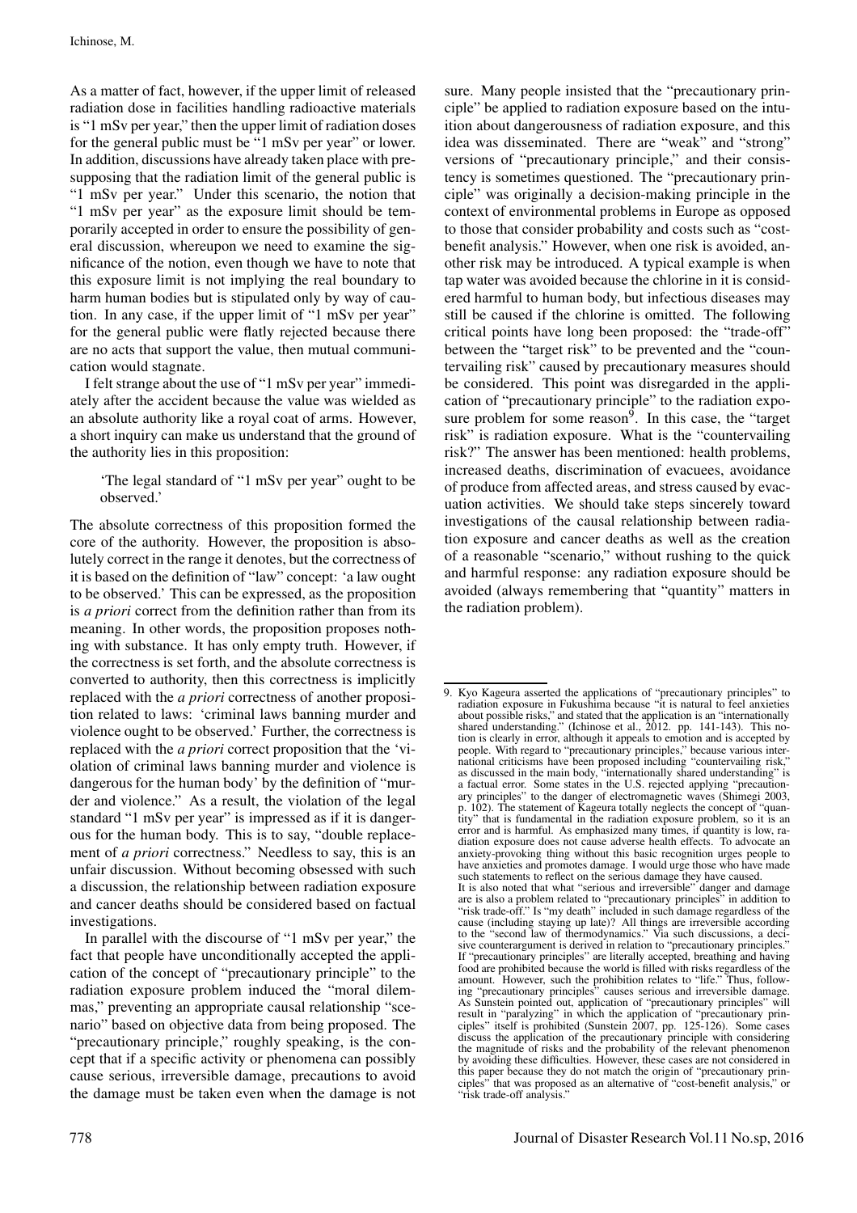As a matter of fact, however, if the upper limit of released radiation dose in facilities handling radioactive materials is "1 mSv per year," then the upper limit of radiation doses for the general public must be "1 mSv per year" or lower. In addition, discussions have already taken place with presupposing that the radiation limit of the general public is "1 mSv per year." Under this scenario, the notion that "1 mSv per year" as the exposure limit should be temporarily accepted in order to ensure the possibility of general discussion, whereupon we need to examine the significance of the notion, even though we have to note that this exposure limit is not implying the real boundary to harm human bodies but is stipulated only by way of caution. In any case, if the upper limit of "1 mSv per year" for the general public were flatly rejected because there are no acts that support the value, then mutual communication would stagnate.

I felt strange about the use of "1 mSv per year" immediately after the accident because the value was wielded as an absolute authority like a royal coat of arms. However, a short inquiry can make us understand that the ground of the authority lies in this proposition:

> 'The legal standard of "1 mSv per year" ought to be observed.'

The absolute correctness of this proposition formed the core of the authority. However, the proposition is absolutely correct in the range it denotes, but the correctness of it is based on the definition of "law" concept: 'a law ought to be observed.' This can be expressed, as the proposition is *a priori* correct from the definition rather than from its meaning. In other words, the proposition proposes nothing with substance. It has only empty truth. However, if the correctness is set forth, and the absolute correctness is converted to authority, then this correctness is implicitly replaced with the *a priori* correctness of another proposition related to laws: 'criminal laws banning murder and violence ought to be observed.' Further, the correctness is replaced with the *a priori* correct proposition that the 'violation of criminal laws banning murder and violence is dangerous for the human body' by the definition of "murder and violence." As a result, the violation of the legal standard "1 mSv per year" is impressed as if it is dangerous for the human body. This is to say, "double replacement of *a priori* correctness." Needless to say, this is an unfair discussion. Without becoming obsessed with such a discussion, the relationship between radiation exposure and cancer deaths should be considered based on factual investigations.

In parallel with the discourse of "1 mSv per year," the fact that people have unconditionally accepted the application of the concept of "precautionary principle" to the radiation exposure problem induced the "moral dilemmas," preventing an appropriate causal relationship "scenario" based on objective data from being proposed. The "precautionary principle," roughly speaking, is the concept that if a specific activity or phenomena can possibly cause serious, irreversible damage, precautions to avoid the damage must be taken even when the damage is not sure. Many people insisted that the "precautionary principle" be applied to radiation exposure based on the intuition about dangerousness of radiation exposure, and this idea was disseminated. There are "weak" and "strong" versions of "precautionary principle," and their consistency is sometimes questioned. The "precautionary principle" was originally a decision-making principle in the context of environmental problems in Europe as opposed to those that consider probability and costs such as "cost-benefit analysis." However, when one risk is avoided, another risk may be introduced. A typical example is when tap water was avoided because the chlorine in it is considered harmful to human body, but infectious diseases may still be caused if the chlorine is omitted. The following critical points have long been proposed: the "trade-off" between the "target risk" to be prevented and the "countervailing risk" caused by precautionary measures should be considered. This point was disregarded in the application of "precautionary principle" to the radiation exposure problem for some reason[9]. In this case, the "target risk" is radiation exposure. What is the "countervailing risk?" The answer has been mentioned: health problems, increased deaths, discrimination of evacuees, avoidance of produce from affected areas, and stress caused by evacuation activities. We should take steps sincerely toward investigations of the causal relationship between radiation exposure and cancer deaths as well as the creation of a reasonable "scenario," without rushing to the quick and harmful response: any radiation exposure should be avoided (always remembering that "quantity" matters in the radiation problem).

---

9. Kyo Kageura asserted the applications of "precautionary principles" to radiation exposure in Fukushima because "it is natural to feel anxieties about possible risks," and stated that the application is an "internationally shared understanding." (Ichinose et al., 2012. pp. 141-143). This notion is clearly in error, although it appeals to emotion and is accepted by people. With regard to "precautionary principles," because various international criticisms have been proposed including "countervailing risk," as discussed in the main body, "internationally shared understanding" is a factual error. Some states in the U.S. rejected applying "precautionary principles" to the danger of electromagnetic waves (Shimegi 2003, p. 102). The statement of Kageura totally neglects the concept of "quantity" that is fundamental in the radiation exposure problem, so it is an error and is harmful. As emphasized many times, if quantity is low, radiation exposure does not cause adverse health effects. To advocate an anxiety-provoking thing without this basic recognition urges people to have anxieties and promotes damage. I would urge those who have made such statements to reflect on the serious damage they have caused.
It is also noted that what "serious and irreversible" danger and damage are is also a problem related to "precautionary principles" in addition to "risk trade-off." Is "my death" included in such damage regardless of the cause (including staying up late)? All things are irreversible according to the "second law of thermodynamics." Via such discussions, a decisive counterargument is derived in relation to "precautionary principles." If "precautionary principles" are literally accepted, breathing and having food are prohibited because the world is filled with risks regardless of the amount. However, such the prohibition relates to "life." Thus, following "precautionary principles" causes serious and irreversible damage. As Sunstein pointed out, application of "precautionary principles" will result in "paralyzing" in which the application of "precautionary principles" itself is prohibited (Sunstein 2007, pp. 125-126). Some cases discuss the application of the precautionary principle with considering the magnitude of risks and the probability of the relevant phenomenon by avoiding these difficulties. However, these cases are not considered in this paper because they do not match the origin of "precautionary principles" that was proposed as an alternative of "cost-benefit analysis," or "risk trade-off analysis."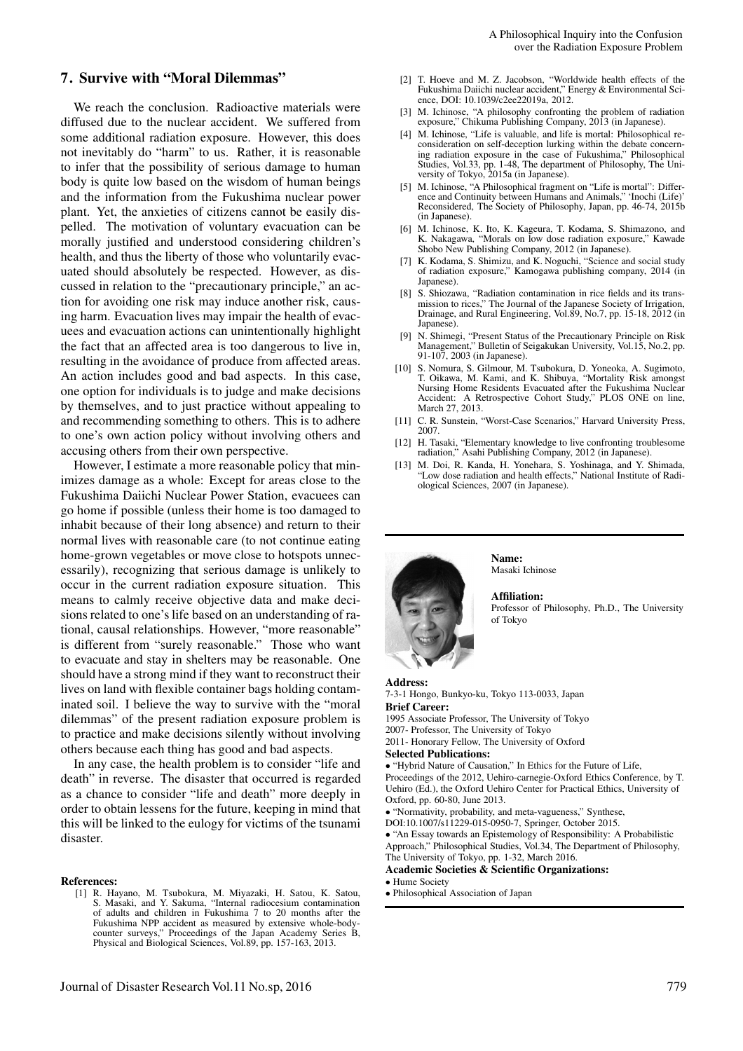## 7. Survive with "Moral Dilemmas"

We reach the conclusion. Radioactive materials were diffused due to the nuclear accident. We suffered from some additional radiation exposure. However, this does not inevitably do "harm" to us. Rather, it is reasonable to infer that the possibility of serious damage to human body is quite low based on the wisdom of human beings and the information from the Fukushima nuclear power plant. Yet, the anxieties of citizens cannot be easily dispelled. The motivation of voluntary evacuation can be morally justified and understood considering children's health, and thus the liberty of those who voluntarily evacuated should absolutely be respected. However, as discussed in relation to the "precautionary principle," an action for avoiding one risk may induce another risk, causing harm. Evacuation lives may impair the health of evacuees and evacuation actions can unintentionally highlight the fact that an affected area is too dangerous to live in, resulting in the avoidance of produce from affected areas. An action includes good and bad aspects. In this case, one option for individuals is to judge and make decisions by themselves, and to just practice without appealing to and recommending something to others. This is to adhere to one's own action policy without involving others and accusing others from their own perspective.

However, I estimate a more reasonable policy that minimizes damage as a whole: Except for areas close to the Fukushima Daiichi Nuclear Power Station, evacuees can go home if possible (unless their home is too damaged to inhabit because of their long absence) and return to their normal lives with reasonable care (to not continue eating home-grown vegetables or move close to hotspots unnecessarily), recognizing that serious damage is unlikely to occur in the current radiation exposure situation. This means to calmly receive objective data and make decisions related to one's life based on an understanding of rational, causal relationships. However, "more reasonable" is different from "surely reasonable." Those who want to evacuate and stay in shelters may be reasonable. One should have a strong mind if they want to reconstruct their lives on land with flexible container bags holding contaminated soil. I believe the way to survive with the "moral dilemmas" of the present radiation exposure problem is to practice and make decisions silently without involving others because each thing has good and bad aspects.

In any case, the health problem is to consider "life and death" in reverse. The disaster that occurred is regarded as a chance to consider "life and death" more deeply in order to obtain lessens for the future, keeping in mind that this will be linked to the eulogy for victims of the tsunami disaster.

**References:**

- [1] R. Hayano, M. Tsubokura, M. Miyazaki, H. Satou, K. Satou, S. Masaki, and Y. Sakuma, "Internal radiocesium contamination of adults and children in Fukushima 7 to 20 months after the Fukushima NPP accident as measured by extensive whole-body-counter surveys," Proceedings of the Japan Academy Series B, Physical and Biological Sciences, Vol.89, pp. 157-163, 2013.
- [2] T. Hoeve and M. Z. Jacobson, "Worldwide health effects of the Fukushima Daiichi nuclear accident," Energy & Environmental Science, DOI: 10.1039/c2ee22019a, 2012.
- [3] M. Ichinose, "A philosophy confronting the problem of radiation exposure," Chikuma Publishing Company, 2013 (in Japanese).
- [4] M. Ichinose, "Life is valuable, and life is mortal: Philosophical reconsideration on self-deception lurking within the debate concerning radiation exposure in the case of Fukushima," Philosophical Studies, Vol.33, pp. 1-48, The department of Philosophy, The University of Tokyo, 2015a (in Japanese).
- [5] M. Ichinose, "A Philosophical fragment on "Life is mortal": Difference and Continuity between Humans and Animals," 'Inochi (Life)' Reconsidered, The Society of Philosophy, Japan, pp. 46-74, 2015b (in Japanese).
- [6] M. Ichinose, K. Ito, K. Kageura, T. Kodama, S. Shimazono, and K. Nakagawa, "Morals on low dose radiation exposure," Kawade Shobo New Publishing Company, 2012 (in Japanese).
- [7] K. Kodama, S. Shimizu, and K. Noguchi, "Science and social study of radiation exposure," Kamogawa publishing company, 2014 (in Japanese).
- [8] S. Shiozawa, "Radiation contamination in rice fields and its transmission to rices," The Journal of the Japanese Society of Irrigation, Drainage, and Rural Engineering, Vol.89, No.7, pp. 15-18, 2012 (in Japanese).
- [9] N. Shimegi, "Present Status of the Precautionary Principle on Risk Management," Bulletin of Seigakukan University, Vol.15, No.2, pp. 91-107, 2003 (in Japanese).
- [10] S. Nomura, S. Gilmour, M. Tsubokura, D. Yoneoka, A. Sugimoto, T. Oikawa, M. Kami, and K. Shibuya, "Mortality Risk amongst Nursing Home Residents Evacuated after the Fukushima Nuclear Accident: A Retrospective Cohort Study," PLOS ONE on line, March 27, 2013.
- [11] C. R. Sunstein, "Worst-Case Scenarios," Harvard University Press, 2007.
- [12] H. Tasaki, "Elementary knowledge to live confronting troublesome radiation," Asahi Publishing Company, 2012 (in Japanese).
- [13] M. Doi, R. Kanda, H. Yonehara, S. Yoshinaga, and Y. Shimada, "Low dose radiation and health effects," National Institute of Radiological Sciences, 2007 (in Japanese).

**Name:**
Masaki Ichinose

**Affiliation:**
Professor of Philosophy, Ph.D., The University of Tokyo

**Address:**
7-3-1 Hongo, Bunkyo-ku, Tokyo 113-0033, Japan

**Brief Career:**
1995 Associate Professor, The University of Tokyo
2007- Professor, The University of Tokyo
2011- Honorary Fellow, The University of Oxford

**Selected Publications:**

- "Hybrid Nature of Causation," In Ethics for the Future of Life, Proceedings of the 2012, Uehiro-carnegie-Oxford Ethics Conference, by T. Uehiro (Ed.), the Oxford Uehiro Center for Practical Ethics, University of Oxford, pp. 60-80, June 2013.
- "Normativity, probability, and meta-vagueness," Synthese, DOI:10.1007/s11229-015-0950-7, Springer, October 2015.
- "An Essay towards an Epistemology of Responsibility: A Probabilistic Approach," Philosophical Studies, Vol.34, The Department of Philosophy, The University of Tokyo, pp. 1-32, March 2016.

**Academic Societies & Scientific Organizations:**

- Hume Society
- Philosophical Association of Japan